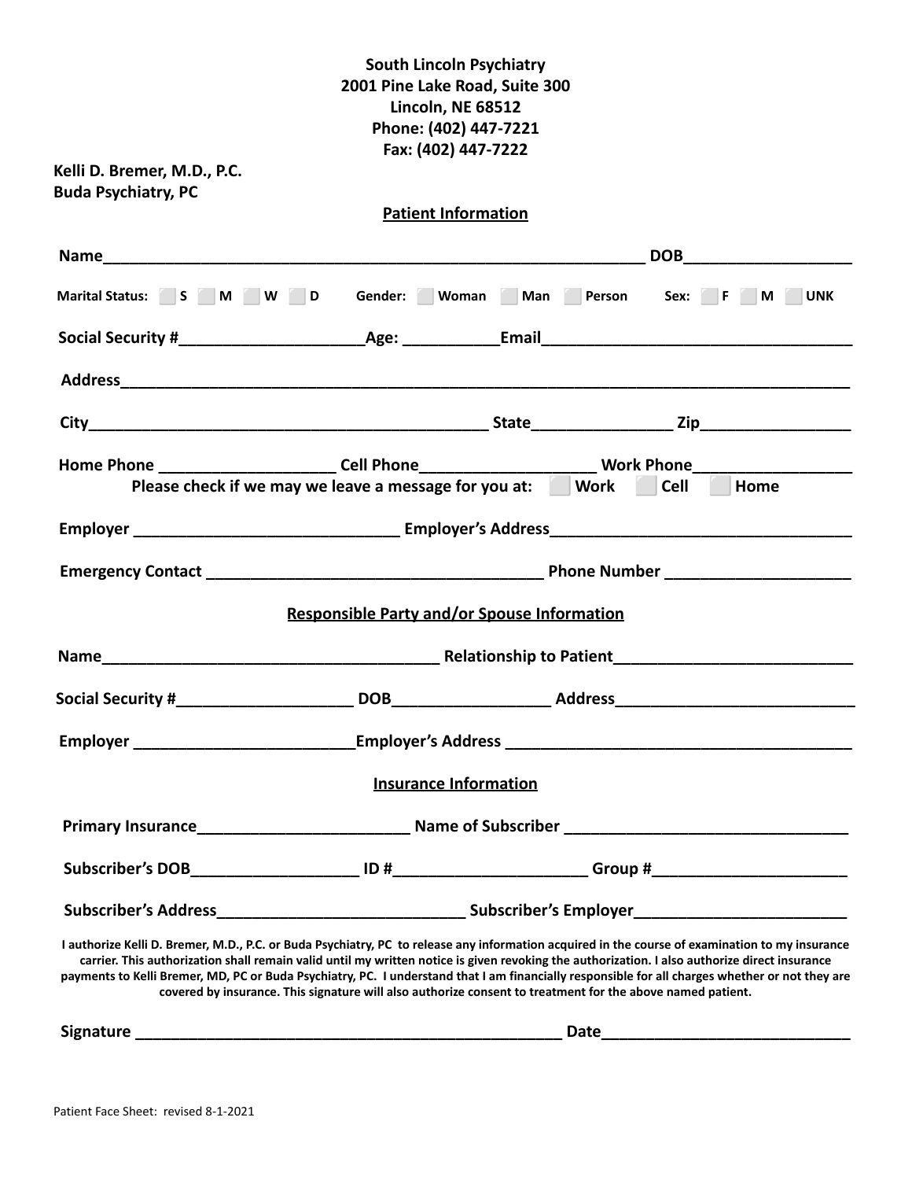**South Lincoln Psychiatry**
**2001 Pine Lake Road, Suite 300**
**Lincoln, NE 68512**
**Phone: (402) 447-7221**
**Fax: (402) 447-7222**

**Kelli D. Bremer, M.D., P.C.**
**Buda Psychiatry, PC**

## Patient Information

**Name**\_\_\_\_\_\_\_\_\_\_\_\_\_\_\_\_\_\_\_\_\_\_\_\_\_\_\_\_\_\_\_\_\_\_\_\_\_\_\_\_\_\_\_\_\_\_\_\_\_\_\_\_\_\_\_\_\_\_\_\_ **DOB**\_\_\_\_\_\_\_\_\_\_\_\_\_\_\_\_\_\_

**Marital Status:** ☐ S ☐ M ☐ W ☐ D **Gender:** ☐ Woman ☐ Man ☐ Person **Sex:** ☐ F ☐ M ☐ UNK

**Social Security #**\_\_\_\_\_\_\_\_\_\_\_\_\_\_\_\_\_\_\_\_ **Age:** \_\_\_\_\_\_\_\_\_\_ **Email**\_\_\_\_\_\_\_\_\_\_\_\_\_\_\_\_\_\_\_\_\_\_\_\_\_\_\_\_\_\_\_\_\_\_

**Address**\_\_\_\_\_\_\_\_\_\_\_\_\_\_\_\_\_\_\_\_\_\_\_\_\_\_\_\_\_\_\_\_\_\_\_\_\_\_\_\_\_\_\_\_\_\_\_\_\_\_\_\_\_\_\_\_\_\_\_\_\_\_\_\_\_\_\_\_\_\_\_\_\_\_\_\_\_\_

**City**\_\_\_\_\_\_\_\_\_\_\_\_\_\_\_\_\_\_\_\_\_\_\_\_\_\_\_\_\_\_\_\_\_\_\_\_\_\_\_\_\_\_\_\_ **State**\_\_\_\_\_\_\_\_\_\_\_\_\_\_\_\_ **Zip**\_\_\_\_\_\_\_\_\_\_\_\_\_\_\_\_

**Home Phone** \_\_\_\_\_\_\_\_\_\_\_\_\_\_\_\_\_\_\_ **Cell Phone**\_\_\_\_\_\_\_\_\_\_\_\_\_\_\_\_\_\_\_ **Work Phone**\_\_\_\_\_\_\_\_\_\_\_\_\_\_\_\_\_\_

**Please check if we may we leave a message for you at:** ☐ Work ☐ Cell ☐ Home

**Employer** \_\_\_\_\_\_\_\_\_\_\_\_\_\_\_\_\_\_\_\_\_\_\_\_\_\_\_\_\_ **Employer's Address**\_\_\_\_\_\_\_\_\_\_\_\_\_\_\_\_\_\_\_\_\_\_\_\_\_\_\_\_\_\_\_\_\_\_

**Emergency Contact** \_\_\_\_\_\_\_\_\_\_\_\_\_\_\_\_\_\_\_\_\_\_\_\_\_\_\_\_\_\_\_\_\_\_\_\_\_\_ **Phone Number** \_\_\_\_\_\_\_\_\_\_\_\_\_\_\_\_\_\_\_\_

## Responsible Party and/or Spouse Information

**Name**\_\_\_\_\_\_\_\_\_\_\_\_\_\_\_\_\_\_\_\_\_\_\_\_\_\_\_\_\_\_\_\_\_\_\_\_\_\_ **Relationship to Patient**\_\_\_\_\_\_\_\_\_\_\_\_\_\_\_\_\_\_\_\_\_\_\_\_\_\_\_

**Social Security #**\_\_\_\_\_\_\_\_\_\_\_\_\_\_\_\_\_\_\_\_ **DOB**\_\_\_\_\_\_\_\_\_\_\_\_\_\_\_\_\_\_ **Address**\_\_\_\_\_\_\_\_\_\_\_\_\_\_\_\_\_\_\_\_\_\_\_\_\_\_\_

**Employer** \_\_\_\_\_\_\_\_\_\_\_\_\_\_\_\_\_\_\_\_\_\_\_\_\_ **Employer's Address** \_\_\_\_\_\_\_\_\_\_\_\_\_\_\_\_\_\_\_\_\_\_\_\_\_\_\_\_\_\_\_\_\_\_\_\_\_\_\_

## Insurance Information

**Primary Insurance**\_\_\_\_\_\_\_\_\_\_\_\_\_\_\_\_\_\_\_\_\_\_\_\_ **Name of Subscriber** \_\_\_\_\_\_\_\_\_\_\_\_\_\_\_\_\_\_\_\_\_\_\_\_\_\_\_\_\_\_\_\_

**Subscriber's DOB**\_\_\_\_\_\_\_\_\_\_\_\_\_\_\_\_\_\_\_ **ID #**\_\_\_\_\_\_\_\_\_\_\_\_\_\_\_\_\_\_\_\_\_\_ **Group #**\_\_\_\_\_\_\_\_\_\_\_\_\_\_\_\_\_\_\_\_\_\_

**Subscriber's Address**\_\_\_\_\_\_\_\_\_\_\_\_\_\_\_\_\_\_\_\_\_\_\_\_\_\_\_\_ **Subscriber's Employer**\_\_\_\_\_\_\_\_\_\_\_\_\_\_\_\_\_\_\_\_\_\_\_\_

**I authorize Kelli D. Bremer, M.D., P.C. or Buda Psychiatry, PC to release any information acquired in the course of examination to my insurance carrier. This authorization shall remain valid until my written notice is given revoking the authorization. I also authorize direct insurance payments to Kelli Bremer, MD, PC or Buda Psychiatry, PC. I understand that I am financially responsible for all charges whether or not they are covered by insurance. This signature will also authorize consent to treatment for the above named patient.**

**Signature** \_\_\_\_\_\_\_\_\_\_\_\_\_\_\_\_\_\_\_\_\_\_\_\_\_\_\_\_\_\_\_\_\_\_\_\_\_\_\_\_\_\_\_\_\_\_\_\_\_\_ **Date**\_\_\_\_\_\_\_\_\_\_\_\_\_\_\_\_\_\_\_\_\_\_\_\_\_\_\_\_

Patient Face Sheet: revised 8-1-2021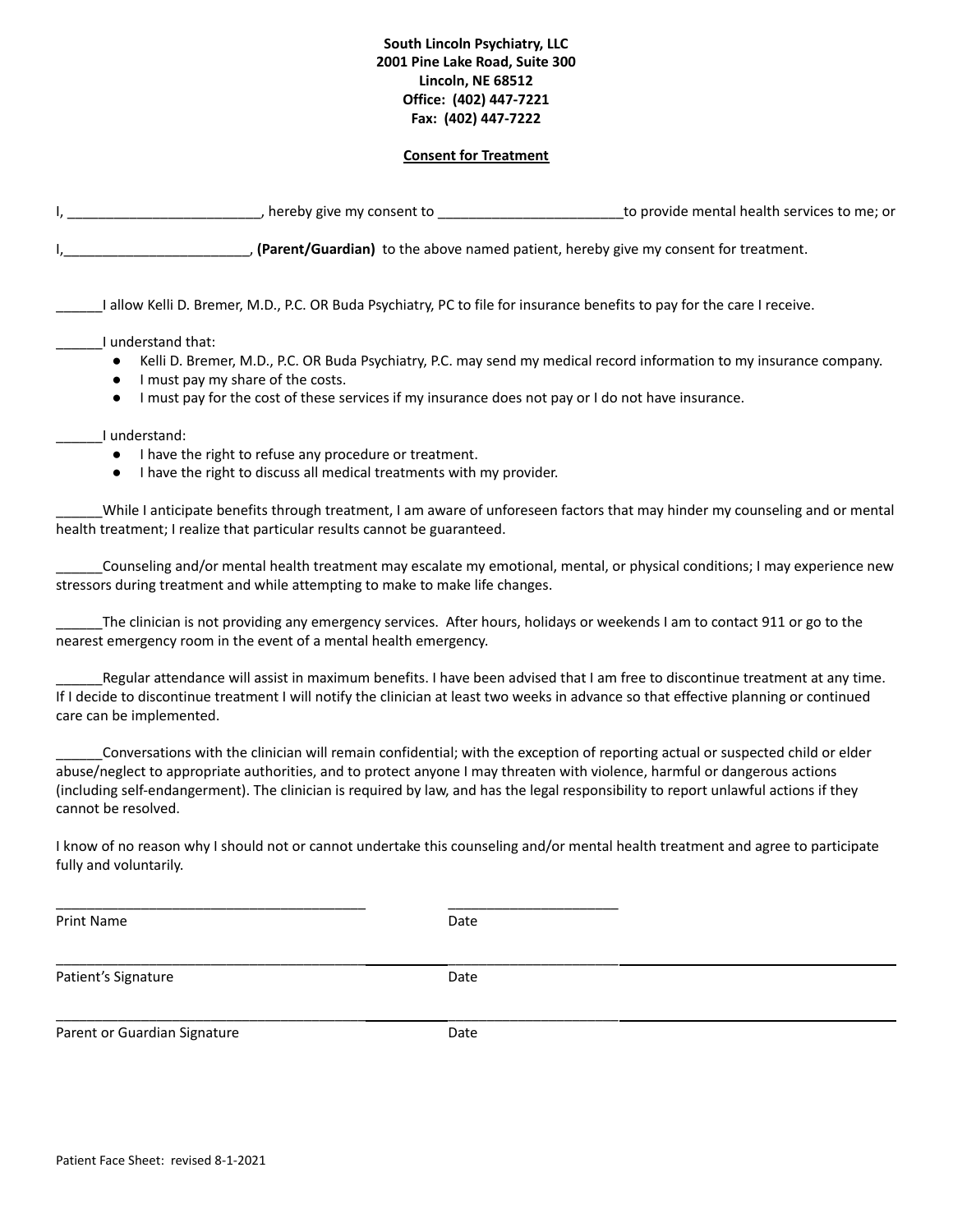**South Lincoln Psychiatry, LLC**
**2001 Pine Lake Road, Suite 300**
**Lincoln, NE 68512**
**Office: (402) 447-7221**
**Fax: (402) 447-7222**

## Consent for Treatment

I, _________________________, hereby give my consent to ________________________to provide mental health services to me; or

I,________________________, **(Parent/Guardian)** to the above named patient, hereby give my consent for treatment.

______I allow Kelli D. Bremer, M.D., P.C. OR Buda Psychiatry, PC to file for insurance benefits to pay for the care I receive.

______I understand that:

- Kelli D. Bremer, M.D., P.C. OR Buda Psychiatry, P.C. may send my medical record information to my insurance company.
- I must pay my share of the costs.
- I must pay for the cost of these services if my insurance does not pay or I do not have insurance.

______I understand:

- I have the right to refuse any procedure or treatment.
- I have the right to discuss all medical treatments with my provider.

______While I anticipate benefits through treatment, I am aware of unforeseen factors that may hinder my counseling and or mental health treatment; I realize that particular results cannot be guaranteed.

______Counseling and/or mental health treatment may escalate my emotional, mental, or physical conditions; I may experience new stressors during treatment and while attempting to make to make life changes.

______The clinician is not providing any emergency services. After hours, holidays or weekends I am to contact 911 or go to the nearest emergency room in the event of a mental health emergency.

______Regular attendance will assist in maximum benefits. I have been advised that I am free to discontinue treatment at any time. If I decide to discontinue treatment I will notify the clinician at least two weeks in advance so that effective planning or continued care can be implemented.

______Conversations with the clinician will remain confidential; with the exception of reporting actual or suspected child or elder abuse/neglect to appropriate authorities, and to protect anyone I may threaten with violence, harmful or dangerous actions (including self-endangerment). The clinician is required by law, and has the legal responsibility to report unlawful actions if they cannot be resolved.

I know of no reason why I should not or cannot undertake this counseling and/or mental health treatment and agree to participate fully and voluntarily.

________________________________________ ______________________
Print Name Date

________________________________________ ______________________
Patient's Signature Date

________________________________________ ______________________
Parent or Guardian Signature Date

Patient Face Sheet: revised 8-1-2021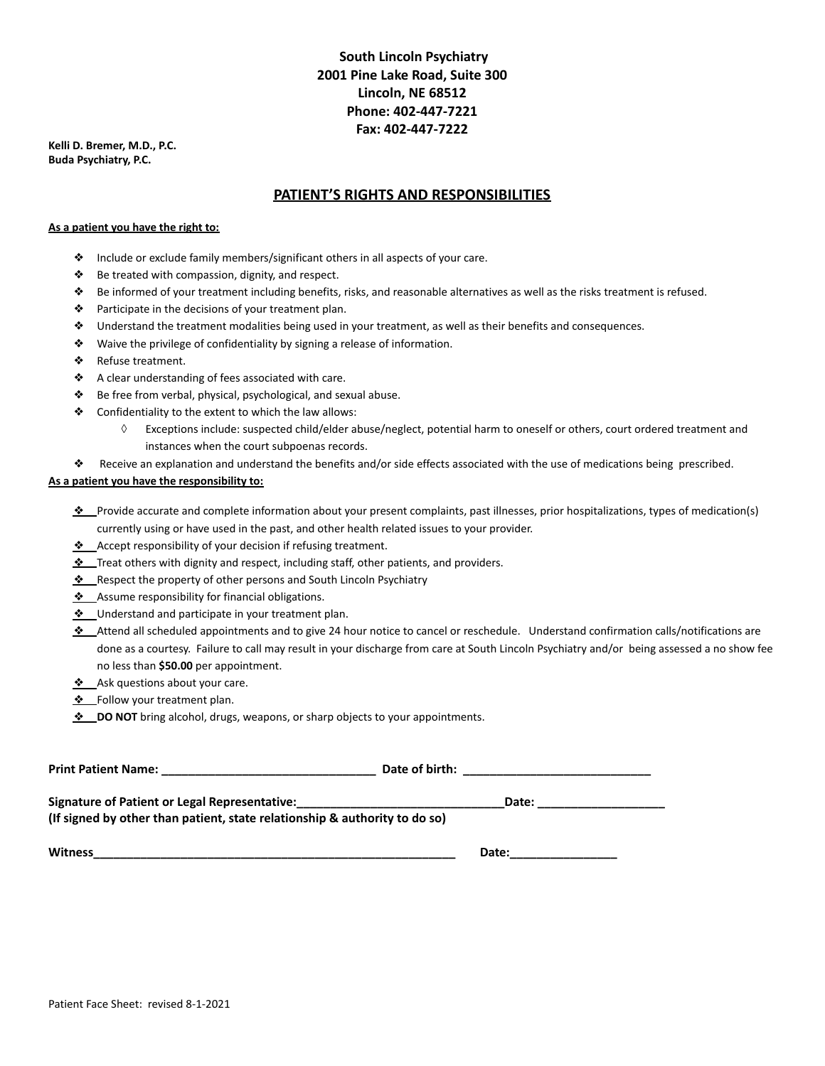**South Lincoln Psychiatry**
**2001 Pine Lake Road, Suite 300**
**Lincoln, NE 68512**
**Phone: 402-447-7221**
**Fax: 402-447-7222**

**Kelli D. Bremer, M.D., P.C.**
**Buda Psychiatry, P.C.**

# PATIENT'S RIGHTS AND RESPONSIBILITIES

**As a patient you have the right to:**

- Include or exclude family members/significant others in all aspects of your care.
- Be treated with compassion, dignity, and respect.
- Be informed of your treatment including benefits, risks, and reasonable alternatives as well as the risks treatment is refused.
- Participate in the decisions of your treatment plan.
- Understand the treatment modalities being used in your treatment, as well as their benefits and consequences.
- Waive the privilege of confidentiality by signing a release of information.
- Refuse treatment.
- A clear understanding of fees associated with care.
- Be free from verbal, physical, psychological, and sexual abuse.
- Confidentiality to the extent to which the law allows:
  - Exceptions include: suspected child/elder abuse/neglect, potential harm to oneself or others, court ordered treatment and instances when the court subpoenas records.
- Receive an explanation and understand the benefits and/or side effects associated with the use of medications being prescribed.

**As a patient you have the responsibility to:**

- Provide accurate and complete information about your present complaints, past illnesses, prior hospitalizations, types of medication(s) currently using or have used in the past, and other health related issues to your provider.
- Accept responsibility of your decision if refusing treatment.
- Treat others with dignity and respect, including staff, other patients, and providers.
- Respect the property of other persons and South Lincoln Psychiatry
- Assume responsibility for financial obligations.
- Understand and participate in your treatment plan.
- Attend all scheduled appointments and to give 24 hour notice to cancel or reschedule. Understand confirmation calls/notifications are done as a courtesy. Failure to call may result in your discharge from care at South Lincoln Psychiatry and/or being assessed a no show fee no less than **$50.00** per appointment.
- Ask questions about your care.
- Follow your treatment plan.
- **DO NOT** bring alcohol, drugs, weapons, or sharp objects to your appointments.

**Print Patient Name:** ________________________________ **Date of birth:** ____________________________

**Signature of Patient or Legal Representative:**_______________________________**Date:** ___________________
**(If signed by other than patient, state relationship & authority to do so)**

**Witness**________________________________________________________ **Date:**________________

Patient Face Sheet: revised 8-1-2021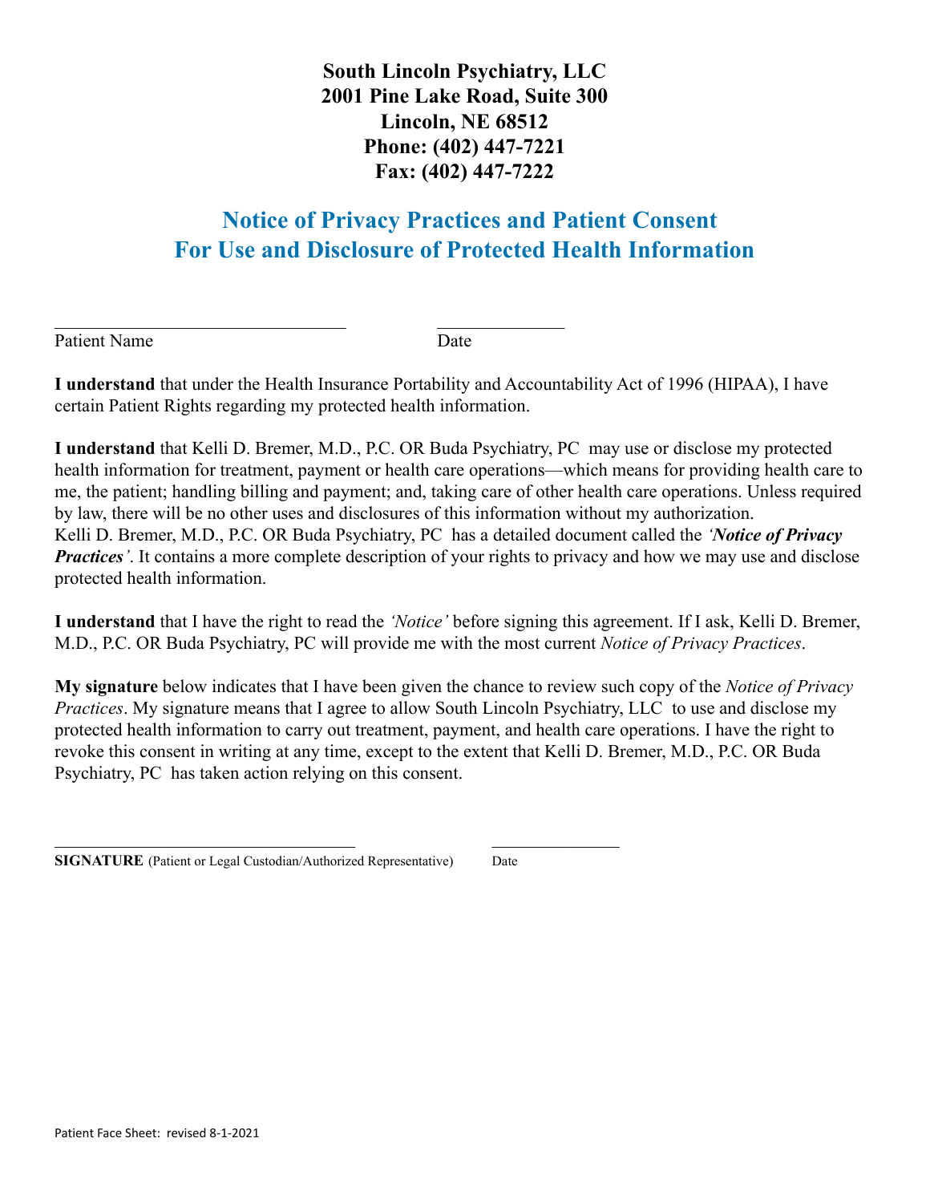**South Lincoln Psychiatry, LLC**
**2001 Pine Lake Road, Suite 300**
**Lincoln, NE 68512**
**Phone: (402) 447-7221**
**Fax: (402) 447-7222**

## Notice of Privacy Practices and Patient Consent For Use and Disclosure of Protected Health Information

\_\_\_\_\_\_\_\_\_\_\_\_\_\_\_\_\_\_\_\_\_\_\_\_\_\_\_\_\_\_\_\_ \_\_\_\_\_\_\_\_\_\_\_\_\_\_
Patient Name Date

**I understand** that under the Health Insurance Portability and Accountability Act of 1996 (HIPAA), I have certain Patient Rights regarding my protected health information.

**I understand** that Kelli D. Bremer, M.D., P.C. OR Buda Psychiatry, PC may use or disclose my protected health information for treatment, payment or health care operations—which means for providing health care to me, the patient; handling billing and payment; and, taking care of other health care operations. Unless required by law, there will be no other uses and disclosures of this information without my authorization. Kelli D. Bremer, M.D., P.C. OR Buda Psychiatry, PC has a detailed document called the ***'Notice of Privacy Practices'***. It contains a more complete description of your rights to privacy and how we may use and disclose protected health information.

**I understand** that I have the right to read the *'Notice'* before signing this agreement. If I ask, Kelli D. Bremer, M.D., P.C. OR Buda Psychiatry, PC will provide me with the most current *Notice of Privacy Practices*.

**My signature** below indicates that I have been given the chance to review such copy of the *Notice of Privacy Practices*. My signature means that I agree to allow South Lincoln Psychiatry, LLC to use and disclose my protected health information to carry out treatment, payment, and health care operations. I have the right to revoke this consent in writing at any time, except to the extent that Kelli D. Bremer, M.D., P.C. OR Buda Psychiatry, PC has taken action relying on this consent.

\_\_\_\_\_\_\_\_\_\_\_\_\_\_\_\_\_\_\_\_\_\_\_\_\_\_\_\_\_\_\_\_\_\_\_ \_\_\_\_\_\_\_\_\_\_\_\_\_\_\_\_
**SIGNATURE** (Patient or Legal Custodian/Authorized Representative) Date

Patient Face Sheet: revised 8-1-2021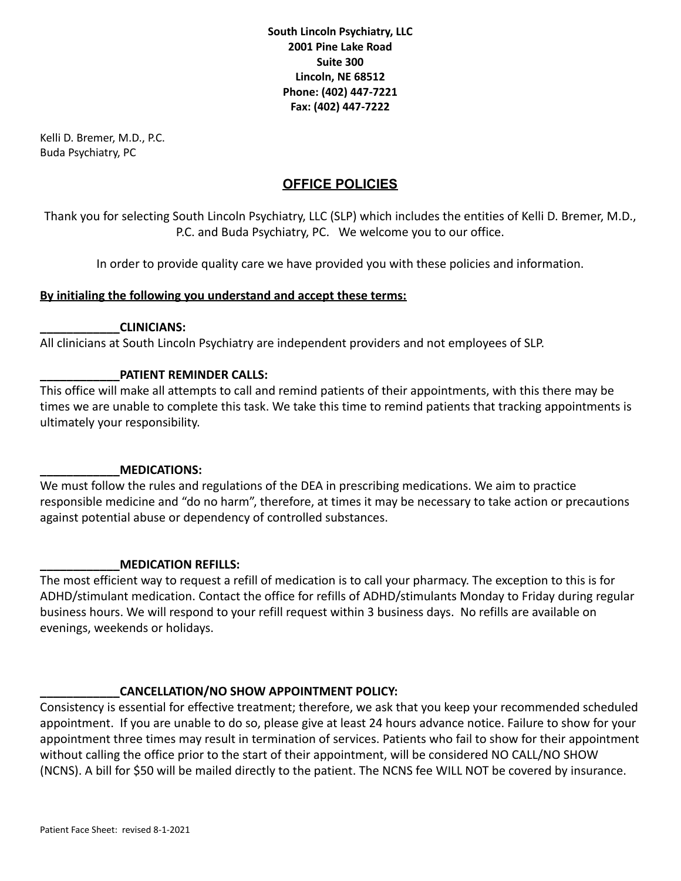**South Lincoln Psychiatry, LLC**
**2001 Pine Lake Road**
**Suite 300**
**Lincoln, NE 68512**
**Phone: (402) 447-7221**
**Fax: (402) 447-7222**

Kelli D. Bremer, M.D., P.C.
Buda Psychiatry, PC

# OFFICE POLICIES

Thank you for selecting South Lincoln Psychiatry, LLC (SLP) which includes the entities of Kelli D. Bremer, M.D., P.C. and Buda Psychiatry, PC. We welcome you to our office.

In order to provide quality care we have provided you with these policies and information.

**By initialing the following you understand and accept these terms:**

**____________CLINICIANS:**
All clinicians at South Lincoln Psychiatry are independent providers and not employees of SLP.

**____________PATIENT REMINDER CALLS:**
This office will make all attempts to call and remind patients of their appointments, with this there may be times we are unable to complete this task. We take this time to remind patients that tracking appointments is ultimately your responsibility.

**____________MEDICATIONS:**
We must follow the rules and regulations of the DEA in prescribing medications. We aim to practice responsible medicine and "do no harm", therefore, at times it may be necessary to take action or precautions against potential abuse or dependency of controlled substances.

**____________MEDICATION REFILLS:**
The most efficient way to request a refill of medication is to call your pharmacy. The exception to this is for ADHD/stimulant medication. Contact the office for refills of ADHD/stimulants Monday to Friday during regular business hours. We will respond to your refill request within 3 business days. No refills are available on evenings, weekends or holidays.

**____________CANCELLATION/NO SHOW APPOINTMENT POLICY:**
Consistency is essential for effective treatment; therefore, we ask that you keep your recommended scheduled appointment. If you are unable to do so, please give at least 24 hours advance notice. Failure to show for your appointment three times may result in termination of services. Patients who fail to show for their appointment without calling the office prior to the start of their appointment, will be considered NO CALL/NO SHOW (NCNS). A bill for $50 will be mailed directly to the patient. The NCNS fee WILL NOT be covered by insurance.

Patient Face Sheet: revised 8-1-2021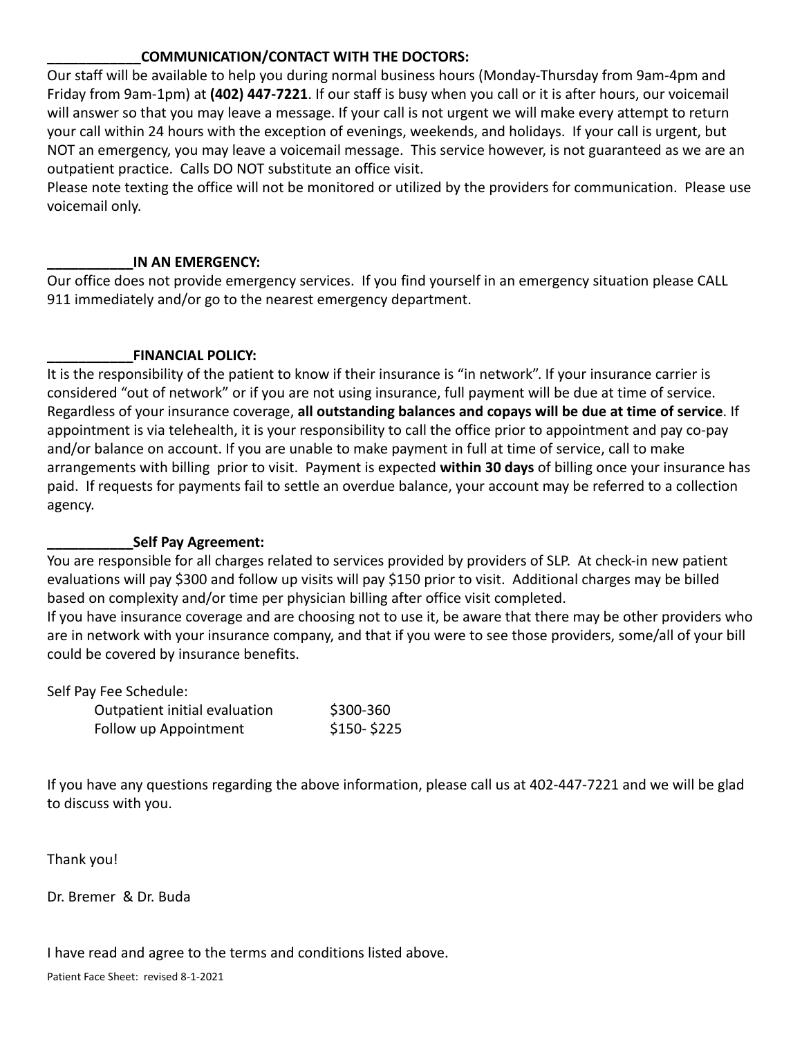\_\_\_\_\_\_\_\_\_\_\_\_**COMMUNICATION/CONTACT WITH THE DOCTORS:**

Our staff will be available to help you during normal business hours (Monday-Thursday from 9am-4pm and Friday from 9am-1pm) at **(402) 447-7221**. If our staff is busy when you call or it is after hours, our voicemail will answer so that you may leave a message. If your call is not urgent we will make every attempt to return your call within 24 hours with the exception of evenings, weekends, and holidays. If your call is urgent, but NOT an emergency, you may leave a voicemail message. This service however, is not guaranteed as we are an outpatient practice. Calls DO NOT substitute an office visit.

Please note texting the office will not be monitored or utilized by the providers for communication. Please use voicemail only.

\_\_\_\_\_\_\_\_\_\_\_**IN AN EMERGENCY:**

Our office does not provide emergency services. If you find yourself in an emergency situation please CALL 911 immediately and/or go to the nearest emergency department.

\_\_\_\_\_\_\_\_\_\_\_**FINANCIAL POLICY:**

It is the responsibility of the patient to know if their insurance is "in network". If your insurance carrier is considered "out of network" or if you are not using insurance, full payment will be due at time of service. Regardless of your insurance coverage, **all outstanding balances and copays will be due at time of service**. If appointment is via telehealth, it is your responsibility to call the office prior to appointment and pay co-pay and/or balance on account. If you are unable to make payment in full at time of service, call to make arrangements with billing prior to visit. Payment is expected **within 30 days** of billing once your insurance has paid. If requests for payments fail to settle an overdue balance, your account may be referred to a collection agency.

\_\_\_\_\_\_\_\_\_\_\_**Self Pay Agreement:**

You are responsible for all charges related to services provided by providers of SLP. At check-in new patient evaluations will pay $300 and follow up visits will pay $150 prior to visit. Additional charges may be billed based on complexity and/or time per physician billing after office visit completed.

If you have insurance coverage and are choosing not to use it, be aware that there may be other providers who are in network with your insurance company, and that if you were to see those providers, some/all of your bill could be covered by insurance benefits.

Self Pay Fee Schedule:

| | |
|---|---|
| Outpatient initial evaluation | $300-360 |
| Follow up Appointment | $150- $225 |

If you have any questions regarding the above information, please call us at 402-447-7221 and we will be glad to discuss with you.

Thank you!

Dr. Bremer & Dr. Buda

I have read and agree to the terms and conditions listed above.

Patient Face Sheet: revised 8-1-2021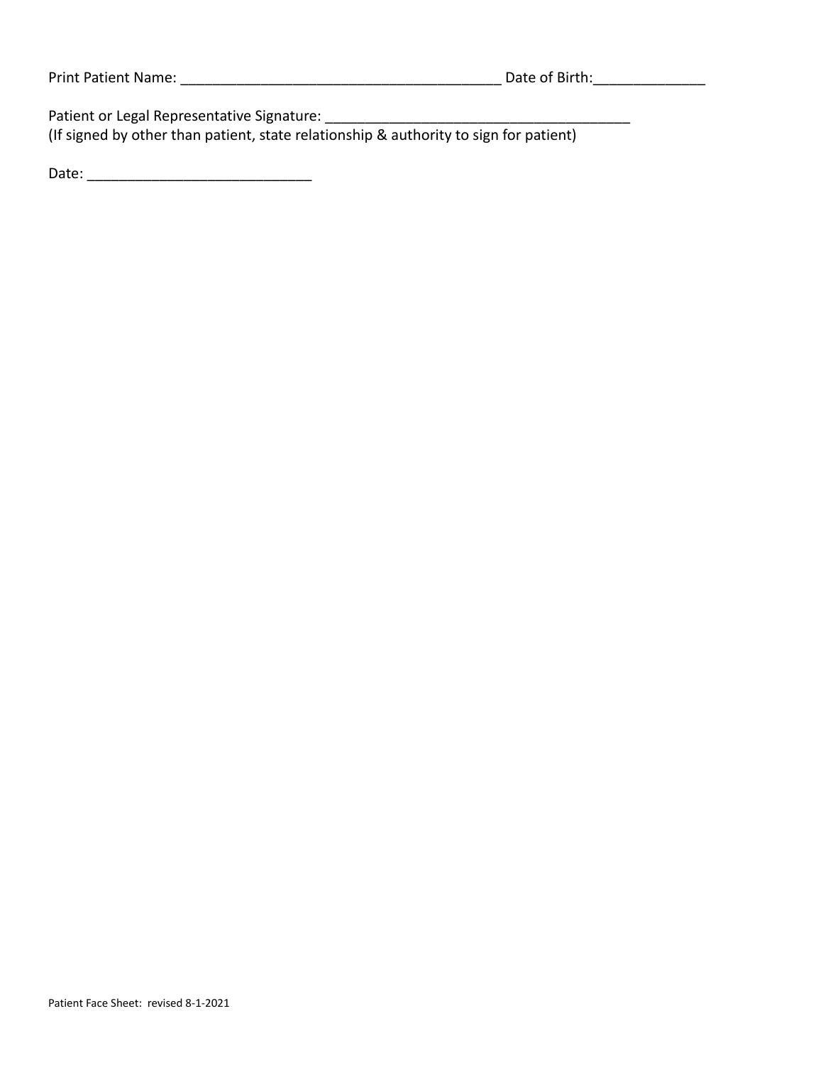Print Patient Name: _______________________________________ Date of Birth:_____________

Patient or Legal Representative Signature: _____________________________________
(If signed by other than patient, state relationship & authority to sign for patient)

Date: ___________________________

Patient Face Sheet: revised 8-1-2021